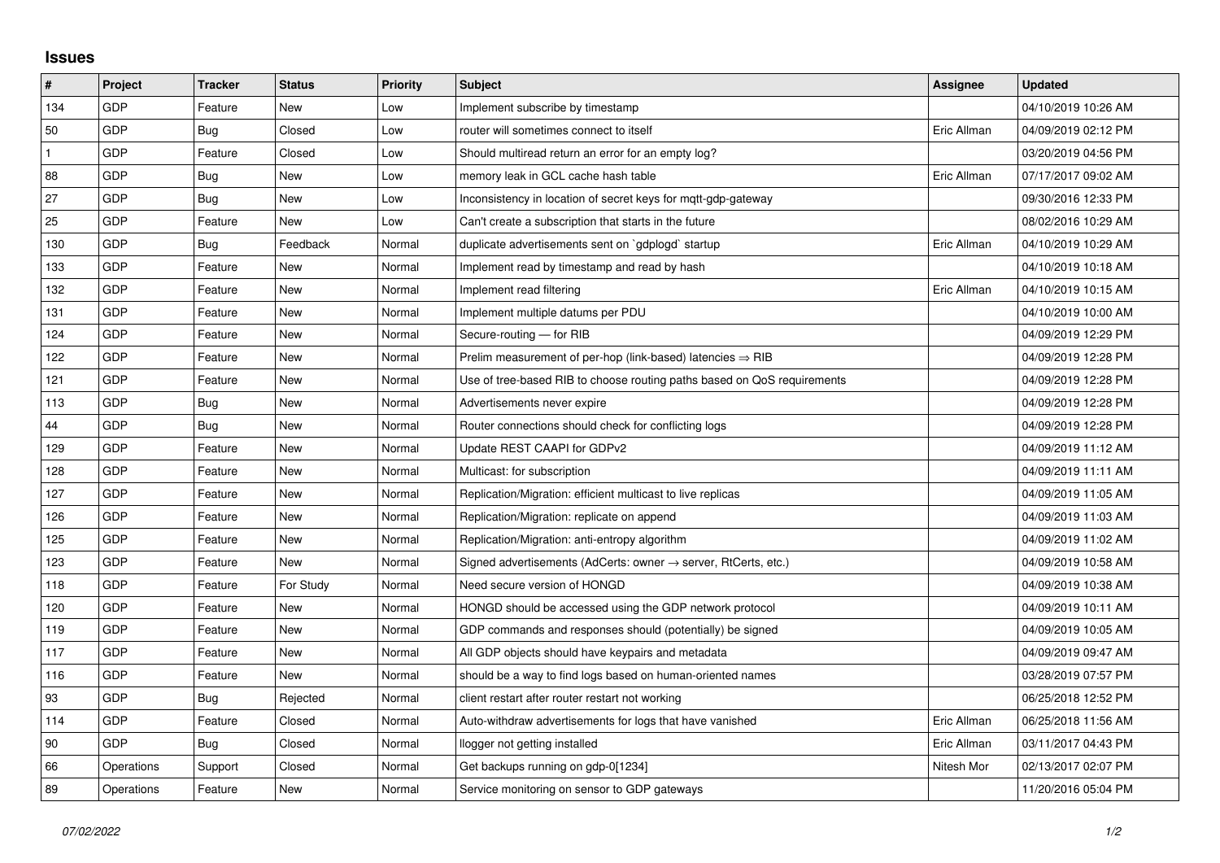## Issues

| # | Project | Tracker | Status | Priority | Subject | Assignee | Updated |
|---|---|---|---|---|---|---|---|
| 134 | GDP | Feature | New | Low | Implement subscribe by timestamp | | 04/10/2019 10:26 AM |
| 50 | GDP | Bug | Closed | Low | router will sometimes connect to itself | Eric Allman | 04/09/2019 02:12 PM |
| 1 | GDP | Feature | Closed | Low | Should multiread return an error for an empty log? | | 03/20/2019 04:56 PM |
| 88 | GDP | Bug | New | Low | memory leak in GCL cache hash table | Eric Allman | 07/17/2017 09:02 AM |
| 27 | GDP | Bug | New | Low | Inconsistency in location of secret keys for mqtt-gdp-gateway | | 09/30/2016 12:33 PM |
| 25 | GDP | Feature | New | Low | Can't create a subscription that starts in the future | | 08/02/2016 10:29 AM |
| 130 | GDP | Bug | Feedback | Normal | duplicate advertisements sent on `gdplogd` startup | Eric Allman | 04/10/2019 10:29 AM |
| 133 | GDP | Feature | New | Normal | Implement read by timestamp and read by hash | | 04/10/2019 10:18 AM |
| 132 | GDP | Feature | New | Normal | Implement read filtering | Eric Allman | 04/10/2019 10:15 AM |
| 131 | GDP | Feature | New | Normal | Implement multiple datums per PDU | | 04/10/2019 10:00 AM |
| 124 | GDP | Feature | New | Normal | Secure-routing — for RIB | | 04/09/2019 12:29 PM |
| 122 | GDP | Feature | New | Normal | Prelim measurement of per-hop (link-based) latencies ⇒ RIB | | 04/09/2019 12:28 PM |
| 121 | GDP | Feature | New | Normal | Use of tree-based RIB to choose routing paths based on QoS requirements | | 04/09/2019 12:28 PM |
| 113 | GDP | Bug | New | Normal | Advertisements never expire | | 04/09/2019 12:28 PM |
| 44 | GDP | Bug | New | Normal | Router connections should check for conflicting logs | | 04/09/2019 12:28 PM |
| 129 | GDP | Feature | New | Normal | Update REST CAAPI for GDPv2 | | 04/09/2019 11:12 AM |
| 128 | GDP | Feature | New | Normal | Multicast: for subscription | | 04/09/2019 11:11 AM |
| 127 | GDP | Feature | New | Normal | Replication/Migration: efficient multicast to live replicas | | 04/09/2019 11:05 AM |
| 126 | GDP | Feature | New | Normal | Replication/Migration: replicate on append | | 04/09/2019 11:03 AM |
| 125 | GDP | Feature | New | Normal | Replication/Migration: anti-entropy algorithm | | 04/09/2019 11:02 AM |
| 123 | GDP | Feature | New | Normal | Signed advertisements (AdCerts: owner → server, RtCerts, etc.) | | 04/09/2019 10:58 AM |
| 118 | GDP | Feature | For Study | Normal | Need secure version of HONGD | | 04/09/2019 10:38 AM |
| 120 | GDP | Feature | New | Normal | HONGD should be accessed using the GDP network protocol | | 04/09/2019 10:11 AM |
| 119 | GDP | Feature | New | Normal | GDP commands and responses should (potentially) be signed | | 04/09/2019 10:05 AM |
| 117 | GDP | Feature | New | Normal | All GDP objects should have keypairs and metadata | | 04/09/2019 09:47 AM |
| 116 | GDP | Feature | New | Normal | should be a way to find logs based on human-oriented names | | 03/28/2019 07:57 PM |
| 93 | GDP | Bug | Rejected | Normal | client restart after router restart not working | | 06/25/2018 12:52 PM |
| 114 | GDP | Feature | Closed | Normal | Auto-withdraw advertisements for logs that have vanished | Eric Allman | 06/25/2018 11:56 AM |
| 90 | GDP | Bug | Closed | Normal | llogger not getting installed | Eric Allman | 03/11/2017 04:43 PM |
| 66 | Operations | Support | Closed | Normal | Get backups running on gdp-0[1234] | Nitesh Mor | 02/13/2017 02:07 PM |
| 89 | Operations | Feature | New | Normal | Service monitoring on sensor to GDP gateways | | 11/20/2016 05:04 PM |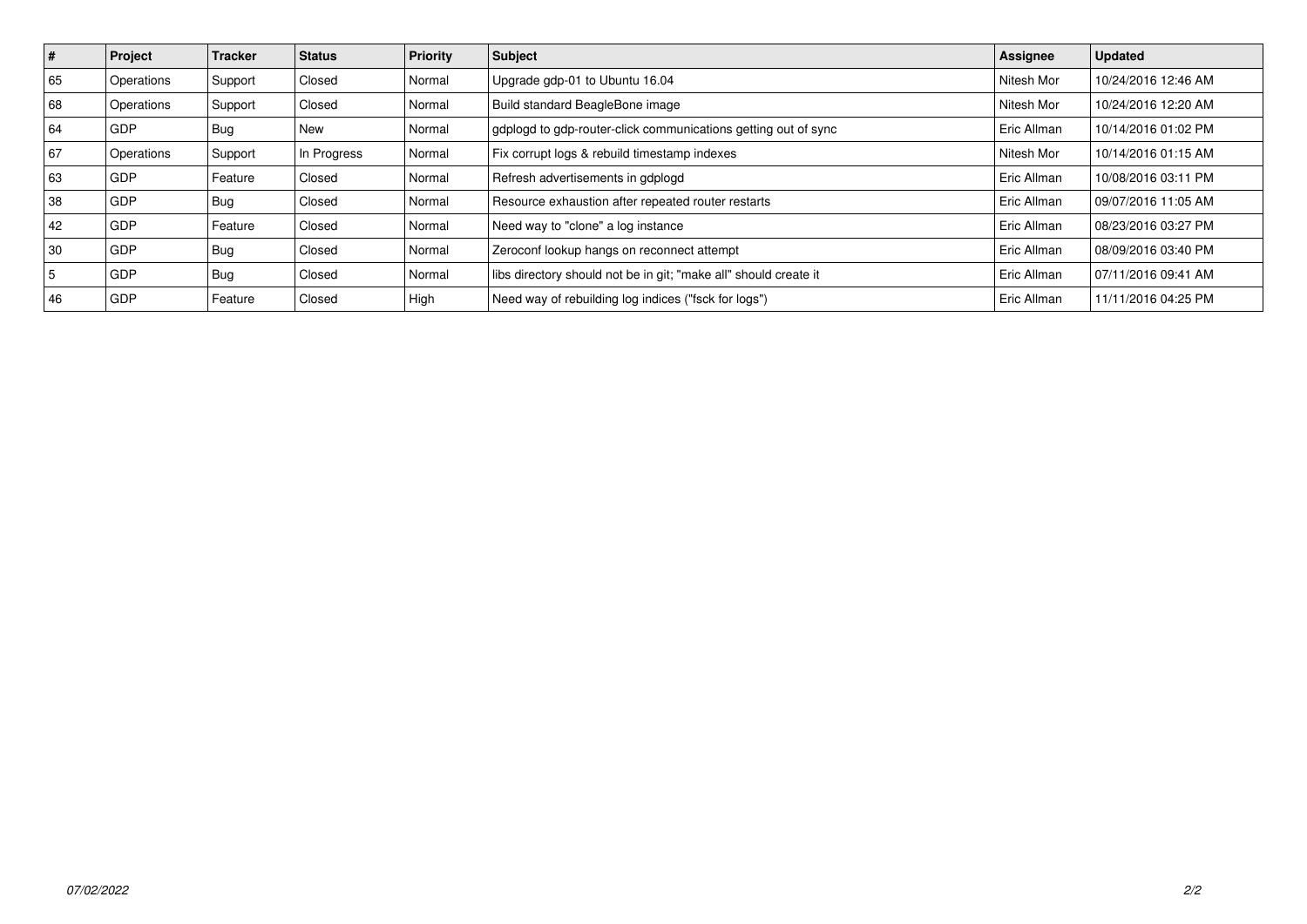| # | Project | Tracker | Status | Priority | Subject | Assignee | Updated |
|---|---|---|---|---|---|---|---|
| 65 | Operations | Support | Closed | Normal | Upgrade gdp-01 to Ubuntu 16.04 | Nitesh Mor | 10/24/2016 12:46 AM |
| 68 | Operations | Support | Closed | Normal | Build standard BeagleBone image | Nitesh Mor | 10/24/2016 12:20 AM |
| 64 | GDP | Bug | New | Normal | gdplogd to gdp-router-click communications getting out of sync | Eric Allman | 10/14/2016 01:02 PM |
| 67 | Operations | Support | In Progress | Normal | Fix corrupt logs & rebuild timestamp indexes | Nitesh Mor | 10/14/2016 01:15 AM |
| 63 | GDP | Feature | Closed | Normal | Refresh advertisements in gdplogd | Eric Allman | 10/08/2016 03:11 PM |
| 38 | GDP | Bug | Closed | Normal | Resource exhaustion after repeated router restarts | Eric Allman | 09/07/2016 11:05 AM |
| 42 | GDP | Feature | Closed | Normal | Need way to "clone" a log instance | Eric Allman | 08/23/2016 03:27 PM |
| 30 | GDP | Bug | Closed | Normal | Zeroconf lookup hangs on reconnect attempt | Eric Allman | 08/09/2016 03:40 PM |
| 5 | GDP | Bug | Closed | Normal | libs directory should not be in git; "make all" should create it | Eric Allman | 07/11/2016 09:41 AM |
| 46 | GDP | Feature | Closed | High | Need way of rebuilding log indices ("fsck for logs") | Eric Allman | 11/11/2016 04:25 PM |